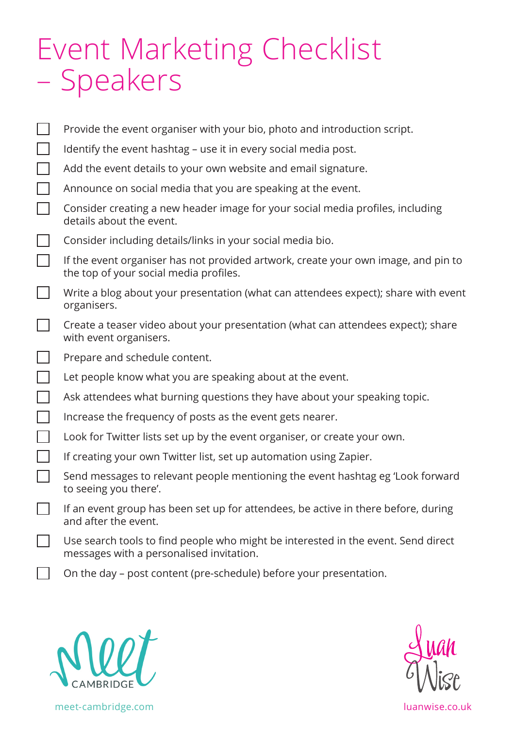# Event Marketing Checklist – Speakers

- [ ] Provide the event organiser with your bio, photo and introduction script.
- [ ] Identify the event hashtag – use it in every social media post.
- [ ] Add the event details to your own website and email signature.
- [ ] Announce on social media that you are speaking at the event.
- [ ] Consider creating a new header image for your social media profiles, including details about the event.
- [ ] Consider including details/links in your social media bio.
- [ ] If the event organiser has not provided artwork, create your own image, and pin to the top of your social media profiles.
- [ ] Write a blog about your presentation (what can attendees expect); share with event organisers.
- [ ] Create a teaser video about your presentation (what can attendees expect); share with event organisers.
- [ ] Prepare and schedule content.
- [ ] Let people know what you are speaking about at the event.
- [ ] Ask attendees what burning questions they have about your speaking topic.
- [ ] Increase the frequency of posts as the event gets nearer.
- [ ] Look for Twitter lists set up by the event organiser, or create your own.
- [ ] If creating your own Twitter list, set up automation using Zapier.
- [ ] Send messages to relevant people mentioning the event hashtag eg 'Look forward to seeing you there'.
- [ ] If an event group has been set up for attendees, be active in there before, during and after the event.
- [ ] Use search tools to find people who might be interested in the event. Send direct messages with a personalised invitation.
- [ ] On the day – post content (pre-schedule) before your presentation.

Meet CAMBRIDGE

meet-cambridge.com

Luan Wise

luanwise.co.uk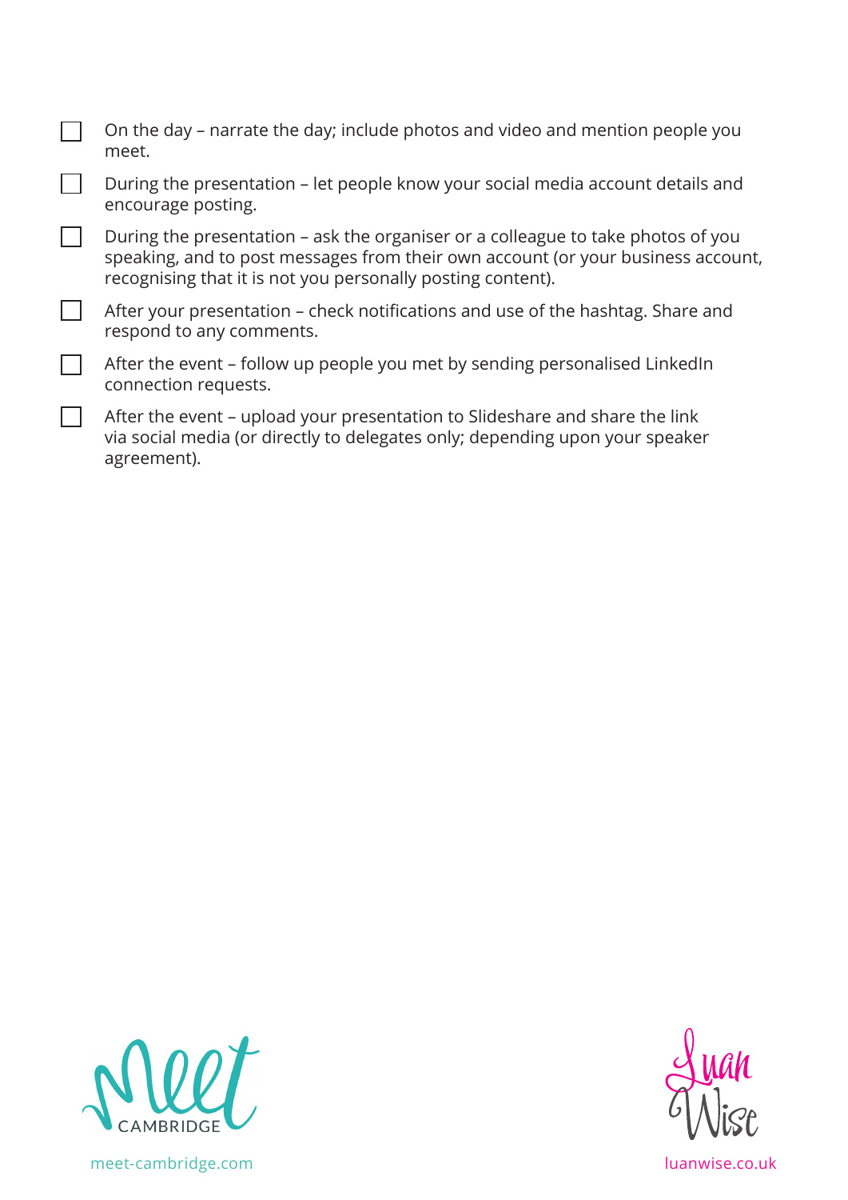- [ ] On the day – narrate the day; include photos and video and mention people you meet.
- [ ] During the presentation – let people know your social media account details and encourage posting.
- [ ] During the presentation – ask the organiser or a colleague to take photos of you speaking, and to post messages from their own account (or your business account, recognising that it is not you personally posting content).
- [ ] After your presentation – check notifications and use of the hashtag. Share and respond to any comments.
- [ ] After the event – follow up people you met by sending personalised LinkedIn connection requests.
- [ ] After the event – upload your presentation to Slideshare and share the link via social media (or directly to delegates only; depending upon your speaker agreement).

Meet CAMBRIDGE

meet-cambridge.com

Luan Wise

luanwise.co.uk